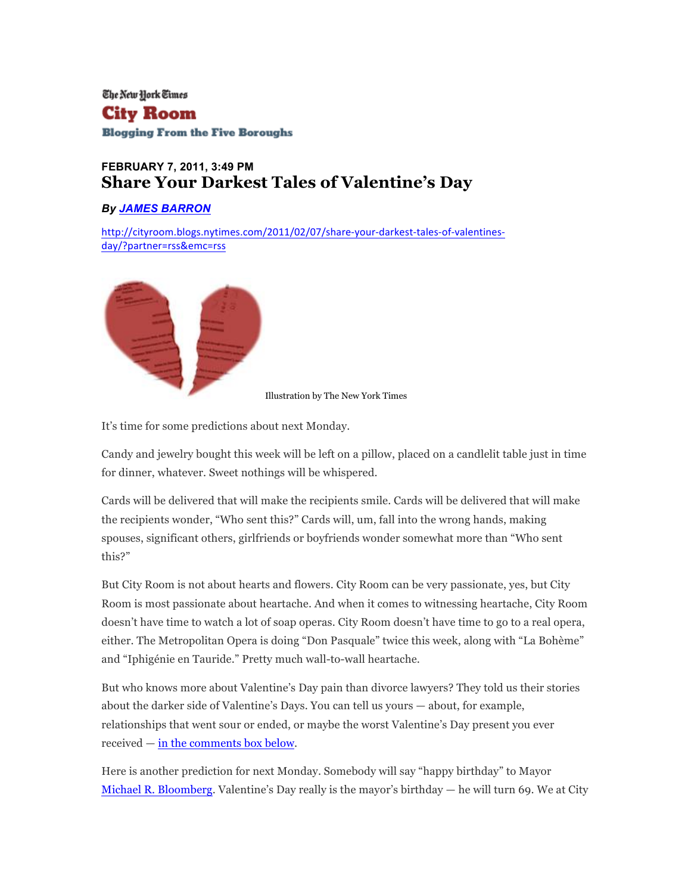The New York Times

**City Room**

**Blogging From the Five Boroughs**

**FEBRUARY 7, 2011, 3:49 PM**

# Share Your Darkest Tales of Valentine's Day

***By [JAMES BARRON](#)***

[http://cityroom.blogs.nytimes.com/2011/02/07/share-your-darkest-tales-of-valentines-day/?partner=rss&emc=rss](http://cityroom.blogs.nytimes.com/2011/02/07/share-your-darkest-tales-of-valentines-day/?partner=rss&emc=rss)

Illustration by The New York Times

It's time for some predictions about next Monday.

Candy and jewelry bought this week will be left on a pillow, placed on a candlelit table just in time for dinner, whatever. Sweet nothings will be whispered.

Cards will be delivered that will make the recipients smile. Cards will be delivered that will make the recipients wonder, "Who sent this?" Cards will, um, fall into the wrong hands, making spouses, significant others, girlfriends or boyfriends wonder somewhat more than "Who sent this?"

But City Room is not about hearts and flowers. City Room can be very passionate, yes, but City Room is most passionate about heartache. And when it comes to witnessing heartache, City Room doesn't have time to watch a lot of soap operas. City Room doesn't have time to go to a real opera, either. The Metropolitan Opera is doing "Don Pasquale" twice this week, along with "La Bohème" and "Iphigénie en Tauride." Pretty much wall-to-wall heartache.

But who knows more about Valentine's Day pain than divorce lawyers? They told us their stories about the darker side of Valentine's Days. You can tell us yours — about, for example, relationships that went sour or ended, or maybe the worst Valentine's Day present you ever received — [in the comments box below](#).

Here is another prediction for next Monday. Somebody will say "happy birthday" to Mayor [Michael R. Bloomberg](#). Valentine's Day really is the mayor's birthday — he will turn 69. We at City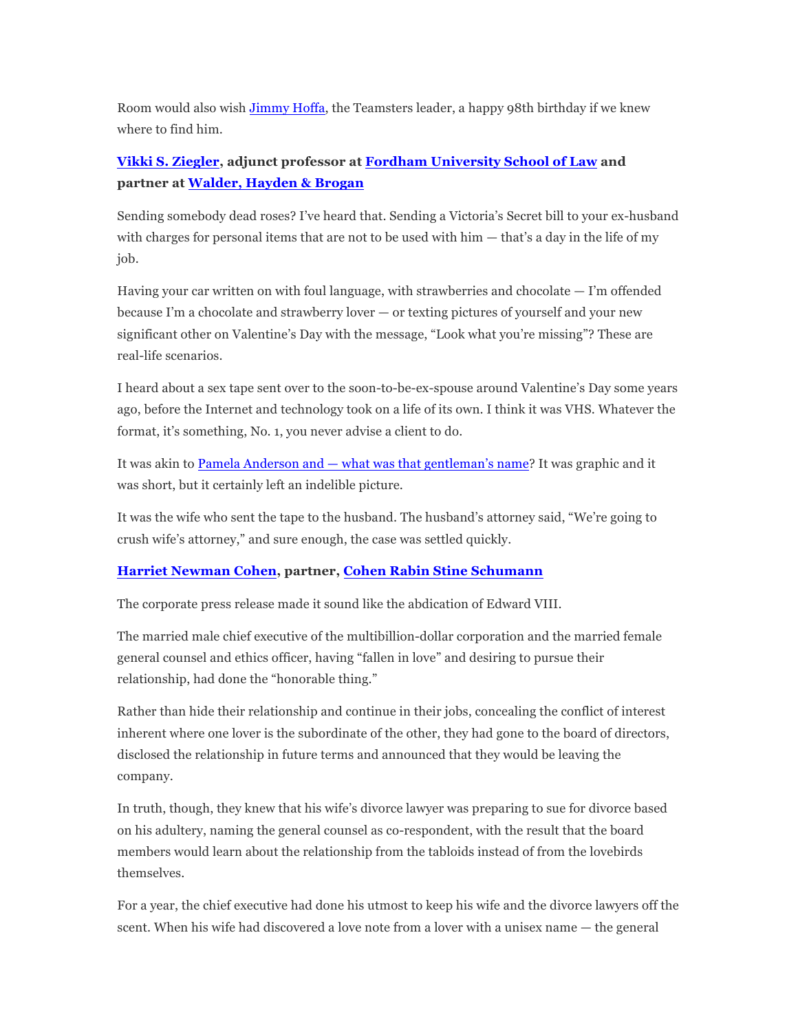Room would also wish Jimmy Hoffa, the Teamsters leader, a happy 98th birthday if we knew where to find him.

**Vikki S. Ziegler, adjunct professor at Fordham University School of Law and partner at Walder, Hayden & Brogan**

Sending somebody dead roses? I've heard that. Sending a Victoria's Secret bill to your ex-husband with charges for personal items that are not to be used with him — that's a day in the life of my job.

Having your car written on with foul language, with strawberries and chocolate — I'm offended because I'm a chocolate and strawberry lover — or texting pictures of yourself and your new significant other on Valentine's Day with the message, "Look what you're missing"? These are real-life scenarios.

I heard about a sex tape sent over to the soon-to-be-ex-spouse around Valentine's Day some years ago, before the Internet and technology took on a life of its own. I think it was VHS. Whatever the format, it's something, No. 1, you never advise a client to do.

It was akin to Pamela Anderson and — what was that gentleman's name? It was graphic and it was short, but it certainly left an indelible picture.

It was the wife who sent the tape to the husband. The husband's attorney said, "We're going to crush wife's attorney," and sure enough, the case was settled quickly.

**Harriet Newman Cohen, partner, Cohen Rabin Stine Schumann**

The corporate press release made it sound like the abdication of Edward VIII.

The married male chief executive of the multibillion-dollar corporation and the married female general counsel and ethics officer, having "fallen in love" and desiring to pursue their relationship, had done the "honorable thing."

Rather than hide their relationship and continue in their jobs, concealing the conflict of interest inherent where one lover is the subordinate of the other, they had gone to the board of directors, disclosed the relationship in future terms and announced that they would be leaving the company.

In truth, though, they knew that his wife's divorce lawyer was preparing to sue for divorce based on his adultery, naming the general counsel as co-respondent, with the result that the board members would learn about the relationship from the tabloids instead of from the lovebirds themselves.

For a year, the chief executive had done his utmost to keep his wife and the divorce lawyers off the scent. When his wife had discovered a love note from a lover with a unisex name — the general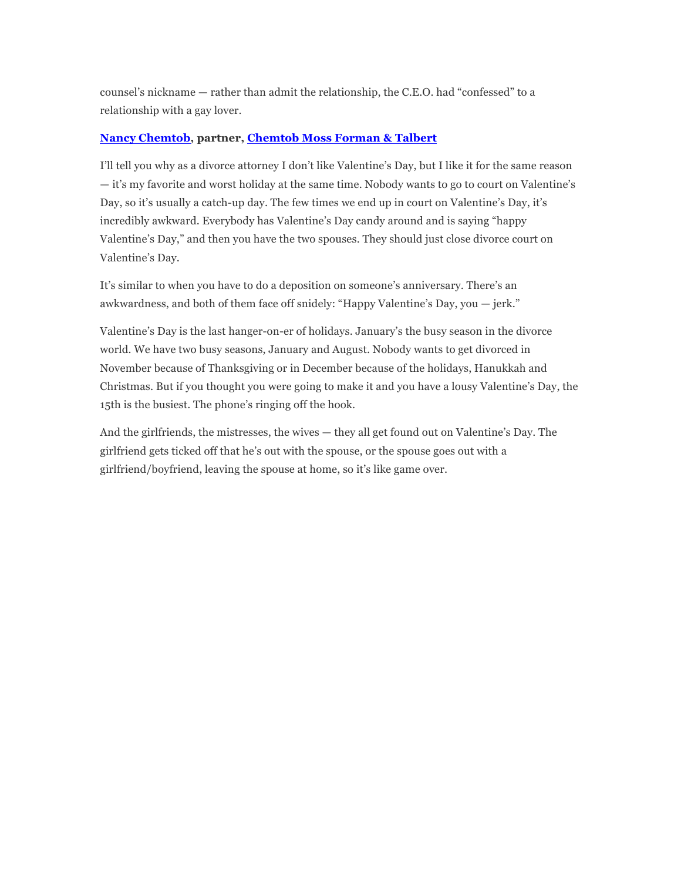counsel's nickname — rather than admit the relationship, the C.E.O. had "confessed" to a relationship with a gay lover.

**[Nancy Chemtob](), partner, [Chemtob Moss Forman & Talbert]()**

I'll tell you why as a divorce attorney I don't like Valentine's Day, but I like it for the same reason — it's my favorite and worst holiday at the same time. Nobody wants to go to court on Valentine's Day, so it's usually a catch-up day. The few times we end up in court on Valentine's Day, it's incredibly awkward. Everybody has Valentine's Day candy around and is saying "happy Valentine's Day," and then you have the two spouses. They should just close divorce court on Valentine's Day.

It's similar to when you have to do a deposition on someone's anniversary. There's an awkwardness, and both of them face off snidely: "Happy Valentine's Day, you — jerk."

Valentine's Day is the last hanger-on-er of holidays. January's the busy season in the divorce world. We have two busy seasons, January and August. Nobody wants to get divorced in November because of Thanksgiving or in December because of the holidays, Hanukkah and Christmas. But if you thought you were going to make it and you have a lousy Valentine's Day, the 15th is the busiest. The phone's ringing off the hook.

And the girlfriends, the mistresses, the wives — they all get found out on Valentine's Day. The girlfriend gets ticked off that he's out with the spouse, or the spouse goes out with a girlfriend/boyfriend, leaving the spouse at home, so it's like game over.